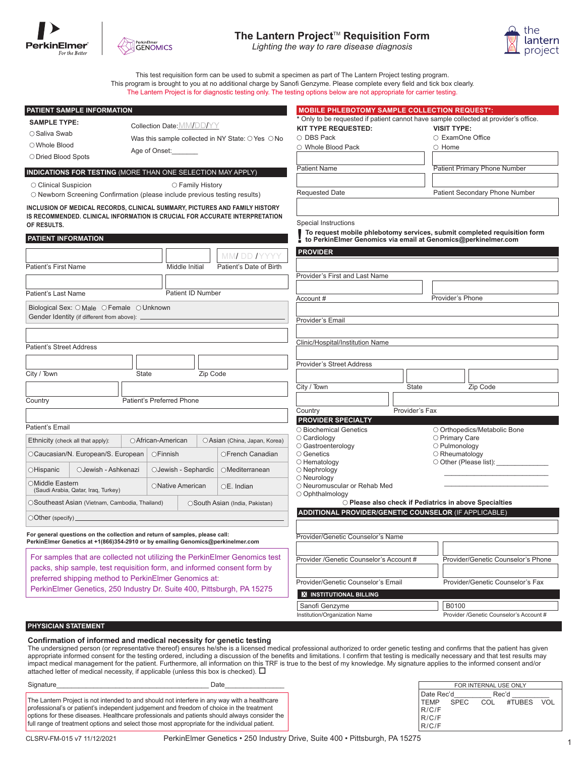# The Lantern Project™ Requisition Form

*Lighting the way to rare disease diagnosis*

This test requisition form can be used to submit a specimen as part of The Lantern Project testing program.
This program is brought to you at no additional charge by Sanofi Genzyme. Please complete every field and tick box clearly.
The Lantern Project is for diagnostic testing only. The testing options below are not appropriate for carrier testing.

## PATIENT SAMPLE INFORMATION

**SAMPLE TYPE:**
- ○ Saliva Swab
- ○ Whole Blood
- ○ Dried Blood Spots

Collection Date: MM/DD/YY

Was this sample collected in NY State: ○ Yes ○ No

Age of Onset:_______

## INDICATIONS FOR TESTING (MORE THAN ONE SELECTION MAY APPLY)

- ○ Clinical Suspicion
- ○ Family History
- ○ Newborn Screening Confirmation (please include previous testing results)

**INCLUSION OF MEDICAL RECORDS, CLINICAL SUMMARY, PICTURES AND FAMILY HISTORY IS RECOMMENDED. CLINICAL INFORMATION IS CRUCIAL FOR ACCURATE INTERPRETATION OF RESULTS.**

## PATIENT INFORMATION

Patient's First Name | Middle Initial | Patient's Date of Birth MM/ DD /YYYY

Patient's Last Name | Patient ID Number

Biological Sex: ○ Male ○ Female ○ Unknown

Gender Identity (if different from above): ______________

Patient's Street Address

City / Town | State | Zip Code

Country | Patient's Preferred Phone

Patient's Email

| Ethnicity (check all that apply): | | ○ African-American | ○ Asian (China, Japan, Korea) |
|---|---|---|---|
| ○ Caucasian/N. European/S. European | | ○ Finnish | ○ French Canadian |
| ○ Hispanic | ○ Jewish - Ashkenazi | ○ Jewish - Sephardic | ○ Mediterranean |
| ○ Middle Eastern (Saudi Arabia, Qatar, Iraq, Turkey) | | ○ Native American | ○ E. Indian |
| ○ Southeast Asian (Vietnam, Cambodia, Thailand) | | ○ South Asian (India, Pakistan) | |
| ○ Other (specify) ______________ | | | |

**For general questions on the collection and return of samples, please call: PerkinElmer Genetics at +1(866)354-2910 or by emailing Genomics@perkinelmer.com**

For samples that are collected not utilizing the PerkinElmer Genomics test packs, ship sample, test requisition form, and informed consent form by preferred shipping method to PerkinElmer Genomics at: PerkinElmer Genetics, 250 Industry Dr. Suite 400, Pittsburgh, PA 15275

## MOBILE PHLEBOTOMY SAMPLE COLLECTION REQUEST*:

\* Only to be requested if patient cannot have sample collected at provider's office.

**KIT TYPE REQUESTED:**
- ○ DBS Pack
- ○ Whole Blood Pack

**VISIT TYPE:**
- ○ ExamOne Office
- ○ Home

Patient Name | Patient Primary Phone Number

Requested Date | Patient Secondary Phone Number

Special Instructions

**! To request mobile phlebotomy services, submit completed requisition form to PerkinElmer Genomics via email at Genomics@perkinelmer.com**

## PROVIDER

Provider's First and Last Name

Account # | Provider's Phone

Provider's Email

Clinic/Hospital/Institution Name

Provider's Street Address

City / Town | State | Zip Code

Country | Provider's Fax

## PROVIDER SPECIALTY

- ○ Biochemical Genetics
- ○ Cardiology
- ○ Gastroenterology
- ○ Genetics
- ○ Hematology
- ○ Nephrology
- ○ Neurology
- ○ Neuromuscular or Rehab Med
- ○ Ophthalmology
- ○ Orthopedics/Metabolic Bone
- ○ Primary Care
- ○ Pulmonology
- ○ Rheumatology
- ○ Other (Please list): ______________

○ **Please also check if Pediatrics in above Specialties**

## ADDITIONAL PROVIDER/GENETIC COUNSELOR (IF APPLICABLE)

Provider/Genetic Counselor's Name

Provider /Genetic Counselor's Account # | Provider/Genetic Counselor's Phone

Provider/Genetic Counselor's Email | Provider/Genetic Counselor's Fax

## ☒ INSTITUTIONAL BILLING

| Sanofi Genzyme | B0100 |
|---|---|
| Institution/Organization Name | Provider /Genetic Counselor's Account # |

## PHYSICIAN STATEMENT

**Confirmation of informed and medical necessity for genetic testing**

The undersigned person (or representative thereof) ensures he/she is a licensed medical professional authorized to order genetic testing and confirms that the patient has given appropriate informed consent for the testing ordered, including a discussion of the benefits and limitations. I confirm that testing is medically necessary and that test results may impact medical management for the patient. Furthermore, all information on this TRF is true to the best of my knowledge. My signature applies to the informed consent and/or attached letter of medical necessity, if applicable (unless this box is checked). ☐

Signature________________________________ Date______________

The Lantern Project is not intended to and should not interfere in any way with a healthcare professional's or patient's independent judgement and freedom of choice in the treatment options for these diseases. Healthcare professionals and patients should always consider the full range of treatment options and select those most appropriate for the individual patient.

| FOR INTERNAL USE ONLY | | | | |
|---|---|---|---|---|
| Date Rec'd__________ | Rec'd__________ | | | |
| TEMP | SPEC | COL | #TUBES | VOL |
| R/C/F | | | | |
| R/C/F | | | | |
| R/C/F | | | | |

CLSRV-FM-015 v7 11/12/2021 — PerkinElmer Genetics • 250 Industry Drive, Suite 400 • Pittsburgh, PA 15275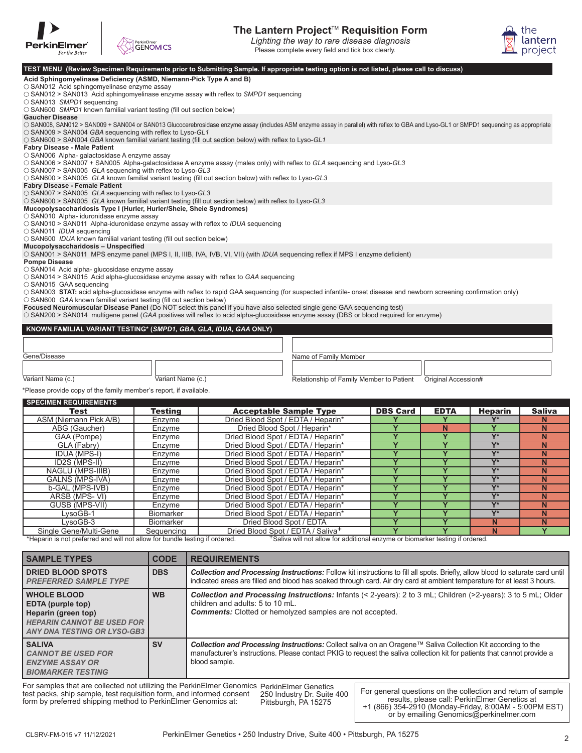# The Lantern Project™ Requisition Form

*Lighting the way to rare disease diagnosis*

Please complete every field and tick box clearly.

## TEST MENU (Review Specimen Requirements prior to Submitting Sample. If appropriate testing option is not listed, please call to discuss)

**Acid Sphingomyelinase Deficiency (ASMD, Niemann-Pick Type A and B)**

- ○ SAN012 Acid sphingomyelinase enzyme assay
- ○ SAN012 > SAN013 Acid sphingomyelinase enzyme assay with reflex to *SMPD1* sequencing
- ○ SAN013 *SMPD1* sequencing
- ○ SAN600 *SMPD1* known familial variant testing (fill out section below)

**Gaucher Disease**

- ○ SAN008, SAN012 > SAN009 + SAN004 or SAN013 Glucocerebrosidase enzyme assay (includes ASM enzyme assay in parallel) with reflex to GBA and Lyso-GL1 or SMPD1 sequencing as appropriate
- ○ SAN009 > SAN004 *GBA* sequencing with reflex to Lyso-*GL1*
- ○ SAN600 > SAN004 *GBA* known familial variant testing (fill out section below) with reflex to Lyso-*GL1*

**Fabry Disease - Male Patient**

- ○ SAN006 Alpha- galactosidase A enzyme assay
- ○ SAN006 > SAN007 + SAN005 Alpha-galactosidase A enzyme assay (males only) with reflex to *GLA* sequencing and Lyso-*GL3*
- ○ SAN007 > SAN005 *GLA* sequencing with reflex to Lyso-*GL3*
- ○ SAN600 > SAN005 *GLA* known familial variant testing (fill out section below) with reflex to Lyso-*GL3*

**Fabry Disease - Female Patient**

- ○ SAN007 > SAN005 *GLA* sequencing with reflex to Lyso-*GL3*
- ○ SAN600 > SAN005 *GLA* known familial variant testing (fill out section below) with reflex to Lyso-*GL3*

**Mucopolysaccharidosis Type I (Hurler, Hurler/Sheie, Sheie Syndromes)**

- ○ SAN010 Alpha- iduronidase enzyme assay
- ○ SAN010 > SAN011 Alpha-iduronidase enzyme assay with reflex to *IDUA* sequencing
- ○ SAN011 *IDUA* sequencing
- ○ SAN600 *IDUA* known familial variant testing (fill out section below)

**Mucopolysaccharidosis – Unspecified**

- ○ SAN001 > SAN011 MPS enzyme panel (MPS I, II, IIIB, IVA, IVB, VI, VII) (with *IDUA* sequencing reflex if MPS I enzyme deficient)

**Pompe Disease**

- ○ SAN014 Acid alpha- glucosidase enzyme assay
- ○ SAN014 > SAN015 Acid alpha-glucosidase enzyme assay with reflex to *GAA* sequencing
- ○ SAN015 GAA sequencing
- ○ SAN003 **STAT:** acid alpha-glucosidase enzyme with reflex to rapid GAA sequencing (for suspected infantile- onset disease and newborn screening confirmation only)
- ○ SAN600 *GAA* known familial variant testing (fill out section below)

**Focused Neuromuscular Disease Panel** (Do NOT select this panel if you have also selected single gene GAA sequencing test)

- ○ SAN200 > SAN014 multigene panel (*GAA* positives will reflex to acid alpha-glucosidase enzyme assay (DBS or blood required for enzyme)

## KNOWN FAMILIAL VARIANT TESTING* (*SMPD1, GBA, GLA, IDUA, GAA* ONLY)

Gene/Disease: ______________________

Name of Family Member: ______________________

Variant Name (c.): ______________________

Variant Name (c.): ______________________

Relationship of Family Member to Patient: ______________________

Original Accession#: ______________________

*Please provide copy of the family member's report, if available.

## SPECIMEN REQUIREMENTS

| Test | Testing | Acceptable Sample Type | DBS Card | EDTA | Heparin | Saliva |
|---|---|---|---|---|---|---|
| ASM (Niemann Pick A/B) | Enzyme | Dried Blood Spot / EDTA / Heparin* | Y | Y | Y* | N |
| ABG (Gaucher) | Enzyme | Dried Blood Spot / Heparin* | Y | N | Y | N |
| GAA (Pompe) | Enzyme | Dried Blood Spot / EDTA / Heparin* | Y | Y | Y* | N |
| GLA (Fabry) | Enzyme | Dried Blood Spot / EDTA / Heparin* | Y | Y | Y* | N |
| IDUA (MPS-I) | Enzyme | Dried Blood Spot / EDTA / Heparin* | Y | Y | Y* | N |
| ID2S (MPS-II) | Enzyme | Dried Blood Spot / EDTA / Heparin* | Y | Y | Y* | N |
| NAGLU (MPS-IIIB) | Enzyme | Dried Blood Spot / EDTA / Heparin* | Y | Y | Y* | N |
| GALNS (MPS-IVA) | Enzyme | Dried Blood Spot / EDTA / Heparin* | Y | Y | Y* | N |
| b-GAL (MPS-IVB) | Enzyme | Dried Blood Spot / EDTA / Heparin* | Y | Y | Y* | N |
| ARSB (MPS- VI) | Enzyme | Dried Blood Spot / EDTA / Heparin* | Y | Y | Y* | N |
| GUSB (MPS-VII) | Enzyme | Dried Blood Spot / EDTA / Heparin* | Y | Y | Y* | N |
| LysoGB-1 | Biomarker | Dried Blood Spot / EDTA / Heparin* | Y | Y | Y* | N |
| LysoGB-3 | Biomarker | Dried Blood Spot / EDTA | Y | Y | N | N |
| Single Gene/Multi-Gene | Sequencing | Dried Blood Spot / EDTA / Saliva+ | Y | Y | N | Y |

*Heparin is not preferred and will not allow for bundle testing if ordered.

+Saliva will not allow for additional enzyme or biomarker testing if ordered.

| SAMPLE TYPES | CODE | REQUIREMENTS |
|---|---|---|
| **DRIED BLOOD SPOTS** ***PREFERRED SAMPLE TYPE*** | **DBS** | ***Collection and Processing Instructions:*** Follow kit instructions to fill all spots. Briefly, allow blood to saturate card until indicated areas are filled and blood has soaked through card. Air dry card at ambient temperature for at least 3 hours. |
| **WHOLE BLOOD** **EDTA (purple top)** **Heparin (green top)** ***HEPARIN CANNOT BE USED FOR ANY DNA TESTING OR LYSO-GB3*** | **WB** | ***Collection and Processing Instructions:*** Infants (< 2-years): 2 to 3 mL; Children (>2-years): 3 to 5 mL; Older children and adults: 5 to 10 mL. ***Comments:*** Clotted or hemolyzed samples are not accepted. |
| **SALIVA** ***CANNOT BE USED FOR ENZYME ASSAY OR BIOMARKER TESTING*** | **SV** | ***Collection and Processing Instructions:*** Collect saliva on an Oragene™ Saliva Collection Kit according to the manufacturer's instructions. Please contact PKIG to request the saliva collection kit for patients that cannot provide a blood sample. |

For samples that are collected not utilizing the PerkinElmer Genomics test packs, ship sample, test requisition form, and informed consent form by preferred shipping method to PerkinElmer Genomics at:

PerkinElmer Genetics
250 Industry Dr. Suite 400
Pittsburgh, PA 15275

For general questions on the collection and return of sample results, please call: PerkinElmer Genetics at +1 (866) 354-2910 (Monday-Friday, 8:00AM - 5:00PM EST) or by emailing Genomics@perkinelmer.com

CLSRV-FM-015 v7 11/12/2021

PerkinElmer Genetics • 250 Industry Drive, Suite 400 • Pittsburgh, PA 15275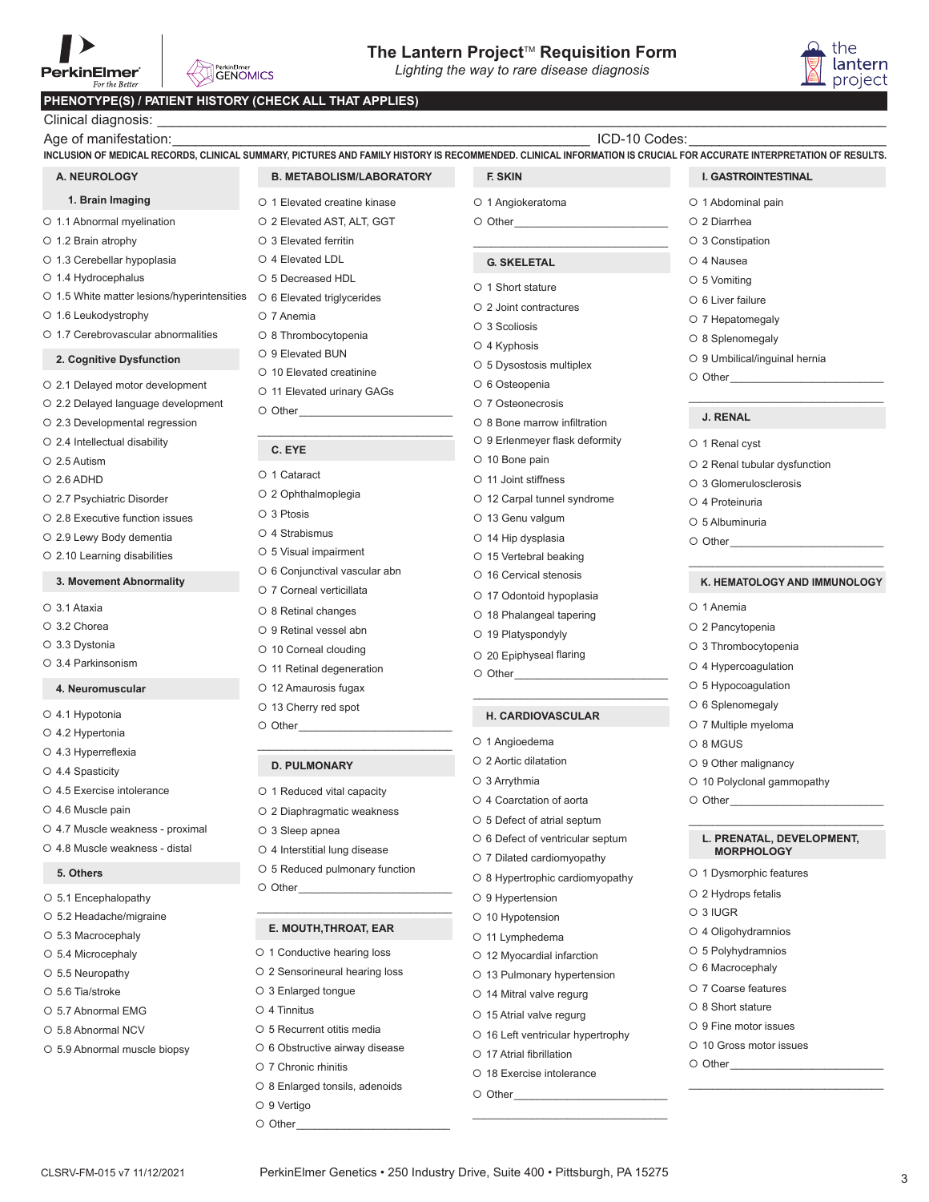# The Lantern Project™ Requisition Form

*Lighting the way to rare disease diagnosis*

## PHENOTYPE(S) / PATIENT HISTORY (CHECK ALL THAT APPLIES)

Clinical diagnosis: ______________________________________________

Age of manifestation: ______________________________ ICD-10 Codes: ______________________

**INCLUSION OF MEDICAL RECORDS, CLINICAL SUMMARY, PICTURES AND FAMILY HISTORY IS RECOMMENDED. CLINICAL INFORMATION IS CRUCIAL FOR ACCURATE INTERPRETATION OF RESULTS.**

### A. NEUROLOGY

**1. Brain Imaging**

- ○ 1.1 Abnormal myelination
- ○ 1.2 Brain atrophy
- ○ 1.3 Cerebellar hypoplasia
- ○ 1.4 Hydrocephalus
- ○ 1.5 White matter lesions/hyperintensities
- ○ 1.6 Leukodystrophy
- ○ 1.7 Cerebrovascular abnormalities

**2. Cognitive Dysfunction**

- ○ 2.1 Delayed motor development
- ○ 2.2 Delayed language development
- ○ 2.3 Developmental regression
- ○ 2.4 Intellectual disability
- ○ 2.5 Autism
- ○ 2.6 ADHD
- ○ 2.7 Psychiatric Disorder
- ○ 2.8 Executive function issues
- ○ 2.9 Lewy Body dementia
- ○ 2.10 Learning disabilities

**3. Movement Abnormality**

- ○ 3.1 Ataxia
- ○ 3.2 Chorea
- ○ 3.3 Dystonia
- ○ 3.4 Parkinsonism

**4. Neuromuscular**

- ○ 4.1 Hypotonia
- ○ 4.2 Hypertonia
- ○ 4.3 Hyperreflexia
- ○ 4.4 Spasticity
- ○ 4.5 Exercise intolerance
- ○ 4.6 Muscle pain
- ○ 4.7 Muscle weakness - proximal
- ○ 4.8 Muscle weakness - distal

**5. Others**

- ○ 5.1 Encephalopathy
- ○ 5.2 Headache/migraine
- ○ 5.3 Macrocephaly
- ○ 5.4 Microcephaly
- ○ 5.5 Neuropathy
- ○ 5.6 Tia/stroke
- ○ 5.7 Abnormal EMG
- ○ 5.8 Abnormal NCV
- ○ 5.9 Abnormal muscle biopsy

### B. METABOLISM/LABORATORY

- ○ 1 Elevated creatine kinase
- ○ 2 Elevated AST, ALT, GGT
- ○ 3 Elevated ferritin
- ○ 4 Elevated LDL
- ○ 5 Decreased HDL
- ○ 6 Elevated triglycerides
- ○ 7 Anemia
- ○ 8 Thrombocytopenia
- ○ 9 Elevated BUN
- ○ 10 Elevated creatinine
- ○ 11 Elevated urinary GAGs
- ○ Other________________________

### C. EYE

- ○ 1 Cataract
- ○ 2 Ophthalmoplegia
- ○ 3 Ptosis
- ○ 4 Strabismus
- ○ 5 Visual impairment
- ○ 6 Conjunctival vascular abn
- ○ 7 Corneal verticillata
- ○ 8 Retinal changes
- ○ 9 Retinal vessel abn
- ○ 10 Corneal clouding
- ○ 11 Retinal degeneration
- ○ 12 Amaurosis fugax
- ○ 13 Cherry red spot
- ○ Other________________________

### D. PULMONARY

- ○ 1 Reduced vital capacity
- ○ 2 Diaphragmatic weakness
- ○ 3 Sleep apnea
- ○ 4 Interstitial lung disease
- ○ 5 Reduced pulmonary function
- ○ Other________________________

### E. MOUTH,THROAT, EAR

- ○ 1 Conductive hearing loss
- ○ 2 Sensorineural hearing loss
- ○ 3 Enlarged tongue
- ○ 4 Tinnitus
- ○ 5 Recurrent otitis media
- ○ 6 Obstructive airway disease
- ○ 7 Chronic rhinitis
- ○ 8 Enlarged tonsils, adenoids
- ○ 9 Vertigo
- ○ Other________________________

### F. SKIN

- ○ 1 Angiokeratoma
- ○ Other________________________

### G. SKELETAL

- ○ 1 Short stature
- ○ 2 Joint contractures
- ○ 3 Scoliosis
- ○ 4 Kyphosis
- ○ 5 Dysostosis multiplex
- ○ 6 Osteopenia
- ○ 7 Osteonecrosis
- ○ 8 Bone marrow infiltration
- ○ 9 Erlenmeyer flask deformity
- ○ 10 Bone pain
- ○ 11 Joint stiffness
- ○ 12 Carpal tunnel syndrome
- ○ 13 Genu valgum
- ○ 14 Hip dysplasia
- ○ 15 Vertebral beaking
- ○ 16 Cervical stenosis
- ○ 17 Odontoid hypoplasia
- ○ 18 Phalangeal tapering
- ○ 19 Platyspondyly
- ○ 20 Epiphyseal flaring
- ○ Other________________________

### H. CARDIOVASCULAR

- ○ 1 Angioedema
- ○ 2 Aortic dilatation
- ○ 3 Arrythmia
- ○ 4 Coarctation of aorta
- ○ 5 Defect of atrial septum
- ○ 6 Defect of ventricular septum
- ○ 7 Dilated cardiomyopathy
- ○ 8 Hypertrophic cardiomyopathy
- ○ 9 Hypertension
- ○ 10 Hypotension
- ○ 11 Lymphedema
- ○ 12 Myocardial infarction
- ○ 13 Pulmonary hypertension
- ○ 14 Mitral valve regurg
- ○ 15 Atrial valve regurg
- ○ 16 Left ventricular hypertrophy
- ○ 17 Atrial fibrillation
- ○ 18 Exercise intolerance
- ○ Other________________________

### I. GASTROINTESTINAL

- ○ 1 Abdominal pain
- ○ 2 Diarrhea
- ○ 3 Constipation
- ○ 4 Nausea
- ○ 5 Vomiting
- ○ 6 Liver failure
- ○ 7 Hepatomegaly
- ○ 8 Splenomegaly
- ○ 9 Umbilical/inguinal hernia
- ○ Other________________________

### J. RENAL

- ○ 1 Renal cyst
- ○ 2 Renal tubular dysfunction
- ○ 3 Glomerulosclerosis
- ○ 4 Proteinuria
- ○ 5 Albuminuria
- ○ Other________________________

### K. HEMATOLOGY AND IMMUNOLOGY

- ○ 1 Anemia
- ○ 2 Pancytopenia
- ○ 3 Thrombocytopenia
- ○ 4 Hypercoagulation
- ○ 5 Hypocoagulation
- ○ 6 Splenomegaly
- ○ 7 Multiple myeloma
- ○ 8 MGUS
- ○ 9 Other malignancy
- ○ 10 Polyclonal gammopathy
- ○ Other________________________

### L. PRENATAL, DEVELOPMENT, MORPHOLOGY

- ○ 1 Dysmorphic features
- ○ 2 Hydrops fetalis
- ○ 3 IUGR
- ○ 4 Oligohydramnios
- ○ 5 Polyhydramnios
- ○ 6 Macrocephaly
- ○ 7 Coarse features
- ○ 8 Short stature
- ○ 9 Fine motor issues
- ○ 10 Gross motor issues
- ○ Other________________________

CLSRV-FM-015 v7 11/12/2021

PerkinElmer Genetics • 250 Industry Drive, Suite 400 • Pittsburgh, PA 15275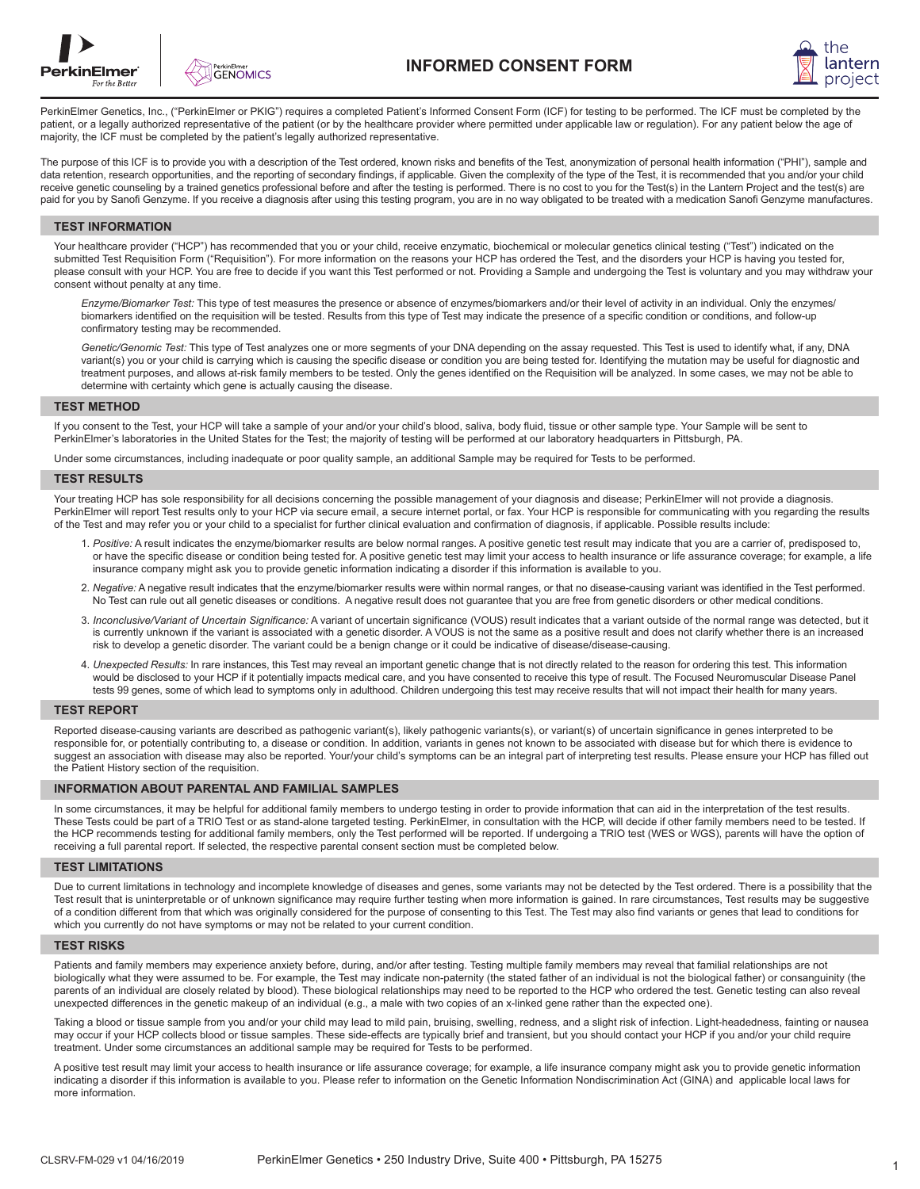# INFORMED CONSENT FORM

PerkinElmer Genetics, Inc., ("PerkinElmer or PKIG") requires a completed Patient's Informed Consent Form (ICF) for testing to be performed. The ICF must be completed by the patient, or a legally authorized representative of the patient (or by the healthcare provider where permitted under applicable law or regulation). For any patient below the age of majority, the ICF must be completed by the patient's legally authorized representative.

The purpose of this ICF is to provide you with a description of the Test ordered, known risks and benefits of the Test, anonymization of personal health information ("PHI"), sample and data retention, research opportunities, and the reporting of secondary findings, if applicable. Given the complexity of the type of the Test, it is recommended that you and/or your child receive genetic counseling by a trained genetics professional before and after the testing is performed. There is no cost to you for the Test(s) in the Lantern Project and the test(s) are paid for you by Sanofi Genzyme. If you receive a diagnosis after using this testing program, you are in no way obligated to be treated with a medication Sanofi Genzyme manufactures.

## TEST INFORMATION

Your healthcare provider ("HCP") has recommended that you or your child, receive enzymatic, biochemical or molecular genetics clinical testing ("Test") indicated on the submitted Test Requisition Form ("Requisition"). For more information on the reasons your HCP has ordered the Test, and the disorders your HCP is having you tested for, please consult with your HCP. You are free to decide if you want this Test performed or not. Providing a Sample and undergoing the Test is voluntary and you may withdraw your consent without penalty at any time.

*Enzyme/Biomarker Test:* This type of test measures the presence or absence of enzymes/biomarkers and/or their level of activity in an individual. Only the enzymes/biomarkers identified on the requisition will be tested. Results from this type of Test may indicate the presence of a specific condition or conditions, and follow-up confirmatory testing may be recommended.

*Genetic/Genomic Test:* This type of Test analyzes one or more segments of your DNA depending on the assay requested. This Test is used to identify what, if any, DNA variant(s) you or your child is carrying which is causing the specific disease or condition you are being tested for. Identifying the mutation may be useful for diagnostic and treatment purposes, and allows at-risk family members to be tested. Only the genes identified on the Requisition will be analyzed. In some cases, we may not be able to determine with certainty which gene is actually causing the disease.

## TEST METHOD

If you consent to the Test, your HCP will take a sample of your and/or your child's blood, saliva, body fluid, tissue or other sample type. Your Sample will be sent to PerkinElmer's laboratories in the United States for the Test; the majority of testing will be performed at our laboratory headquarters in Pittsburgh, PA.

Under some circumstances, including inadequate or poor quality sample, an additional Sample may be required for Tests to be performed.

## TEST RESULTS

Your treating HCP has sole responsibility for all decisions concerning the possible management of your diagnosis and disease; PerkinElmer will not provide a diagnosis. PerkinElmer will report Test results only to your HCP via secure email, a secure internet portal, or fax. Your HCP is responsible for communicating with you regarding the results of the Test and may refer you or your child to a specialist for further clinical evaluation and confirmation of diagnosis, if applicable. Possible results include:

1. *Positive:* A result indicates the enzyme/biomarker results are below normal ranges. A positive genetic test result may indicate that you are a carrier of, predisposed to, or have the specific disease or condition being tested for. A positive genetic test may limit your access to health insurance or life assurance coverage; for example, a life insurance company might ask you to provide genetic information indicating a disorder if this information is available to you.
2. *Negative:* A negative result indicates that the enzyme/biomarker results were within normal ranges, or that no disease-causing variant was identified in the Test performed. No Test can rule out all genetic diseases or conditions. A negative result does not guarantee that you are free from genetic disorders or other medical conditions.
3. *Inconclusive/Variant of Uncertain Significance:* A variant of uncertain significance (VOUS) result indicates that a variant outside of the normal range was detected, but it is currently unknown if the variant is associated with a genetic disorder. A VOUS is not the same as a positive result and does not clarify whether there is an increased risk to develop a genetic disorder. The variant could be a benign change or it could be indicative of disease/disease-causing.
4. *Unexpected Results:* In rare instances, this Test may reveal an important genetic change that is not directly related to the reason for ordering this test. This information would be disclosed to your HCP if it potentially impacts medical care, and you have consented to receive this type of result. The Focused Neuromuscular Disease Panel tests 99 genes, some of which lead to symptoms only in adulthood. Children undergoing this test may receive results that will not impact their health for many years.

## TEST REPORT

Reported disease-causing variants are described as pathogenic variant(s), likely pathogenic variants(s), or variant(s) of uncertain significance in genes interpreted to be responsible for, or potentially contributing to, a disease or condition. In addition, variants in genes not known to be associated with disease but for which there is evidence to suggest an association with disease may also be reported. Your/your child's symptoms can be an integral part of interpreting test results. Please ensure your HCP has filled out the Patient History section of the requisition.

## INFORMATION ABOUT PARENTAL AND FAMILIAL SAMPLES

In some circumstances, it may be helpful for additional family members to undergo testing in order to provide information that can aid in the interpretation of the test results. These Tests could be part of a TRIO Test or as stand-alone targeted testing. PerkinElmer, in consultation with the HCP, will decide if other family members need to be tested. If the HCP recommends testing for additional family members, only the Test performed will be reported. If undergoing a TRIO test (WES or WGS), parents will have the option of receiving a full parental report. If selected, the respective parental consent section must be completed below.

## TEST LIMITATIONS

Due to current limitations in technology and incomplete knowledge of diseases and genes, some variants may not be detected by the Test ordered. There is a possibility that the Test result that is uninterpretable or of unknown significance may require further testing when more information is gained. In rare circumstances, Test results may be suggestive of a condition different from that which was originally considered for the purpose of consenting to this Test. The Test may also find variants or genes that lead to conditions for which you currently do not have symptoms or may not be related to your current condition.

## TEST RISKS

Patients and family members may experience anxiety before, during, and/or after testing. Testing multiple family members may reveal that familial relationships are not biologically what they were assumed to be. For example, the Test may indicate non-paternity (the stated father of an individual is not the biological father) or consanguinity (the parents of an individual are closely related by blood). These biological relationships may need to be reported to the HCP who ordered the test. Genetic testing can also reveal unexpected differences in the genetic makeup of an individual (e.g., a male with two copies of an x-linked gene rather than the expected one).

Taking a blood or tissue sample from you and/or your child may lead to mild pain, bruising, swelling, redness, and a slight risk of infection. Light-headedness, fainting or nausea may occur if your HCP collects blood or tissue samples. These side-effects are typically brief and transient, but you should contact your HCP if you and/or your child require treatment. Under some circumstances an additional sample may be required for Tests to be performed.

A positive test result may limit your access to health insurance or life assurance coverage; for example, a life insurance company might ask you to provide genetic information indicating a disorder if this information is available to you. Please refer to information on the Genetic Information Nondiscrimination Act (GINA) and applicable local laws for more information.

CLSRV-FM-029 v1 04/16/2019

PerkinElmer Genetics • 250 Industry Drive, Suite 400 • Pittsburgh, PA 15275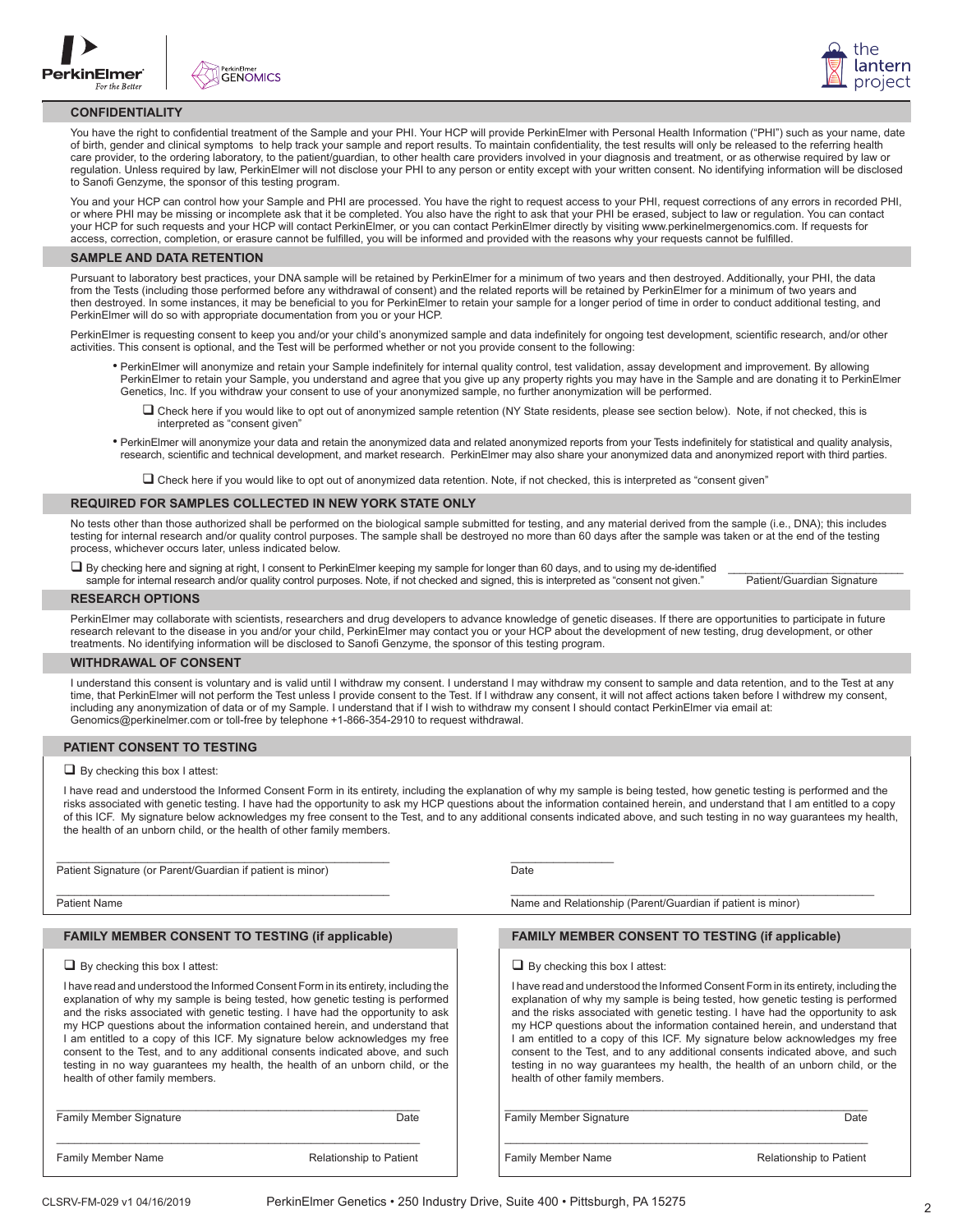## CONFIDENTIALITY

You have the right to confidential treatment of the Sample and your PHI. Your HCP will provide PerkinElmer with Personal Health Information ("PHI") such as your name, date of birth, gender and clinical symptoms to help track your sample and report results. To maintain confidentiality, the test results will only be released to the referring health care provider, to the ordering laboratory, to the patient/guardian, to other health care providers involved in your diagnosis and treatment, or as otherwise required by law or regulation. Unless required by law, PerkinElmer will not disclose your PHI to any person or entity except with your written consent. No identifying information will be disclosed to Sanofi Genzyme, the sponsor of this testing program.

You and your HCP can control how your Sample and PHI are processed. You have the right to request access to your PHI, request corrections of any errors in recorded PHI, or where PHI may be missing or incomplete ask that it be completed. You also have the right to ask that your PHI be erased, subject to law or regulation. You can contact your HCP for such requests and your HCP will contact PerkinElmer, or you can contact PerkinElmer directly by visiting www.perkinelmergenomics.com. If requests for access, correction, completion, or erasure cannot be fulfilled, you will be informed and provided with the reasons why your requests cannot be fulfilled.

## SAMPLE AND DATA RETENTION

Pursuant to laboratory best practices, your DNA sample will be retained by PerkinElmer for a minimum of two years and then destroyed. Additionally, your PHI, the data from the Tests (including those performed before any withdrawal of consent) and the related reports will be retained by PerkinElmer for a minimum of two years and then destroyed. In some instances, it may be beneficial to you for PerkinElmer to retain your sample for a longer period of time in order to conduct additional testing, and PerkinElmer will do so with appropriate documentation from you or your HCP.

PerkinElmer is requesting consent to keep you and/or your child's anonymized sample and data indefinitely for ongoing test development, scientific research, and/or other activities. This consent is optional, and the Test will be performed whether or not you provide consent to the following:

- PerkinElmer will anonymize and retain your Sample indefinitely for internal quality control, test validation, assay development and improvement. By allowing PerkinElmer to retain your Sample, you understand and agree that you give up any property rights you may have in the Sample and are donating it to PerkinElmer Genetics, Inc. If you withdraw your consent to use of your anonymized sample, no further anonymization will be performed.

  ☐ Check here if you would like to opt out of anonymized sample retention (NY State residents, please see section below). Note, if not checked, this is interpreted as "consent given"

- PerkinElmer will anonymize and retain the anonymized data and related anonymized reports from your Tests indefinitely for statistical and quality analysis, research, scientific and technical development, and market research. PerkinElmer may also share your anonymized data and anonymized report with third parties.

  ☐ Check here if you would like to opt out of anonymized data retention. Note, if not checked, this is interpreted as "consent given"

## REQUIRED FOR SAMPLES COLLECTED IN NEW YORK STATE ONLY

No tests other than those authorized shall be performed on the biological sample submitted for testing, and any material derived from the sample (i.e., DNA); this includes testing for internal research and/or quality control purposes. The sample shall be destroyed no more than 60 days after the sample was taken or at the end of the testing process, whichever occurs later, unless indicated below.

☐ By checking here and signing at right, I consent to PerkinElmer keeping my sample for longer than 60 days, and to using my de-identified sample for internal research and/or quality control purposes. Note, if not checked and signed, this is interpreted as "consent not given."

\_\_\_\_\_\_\_\_\_\_\_\_\_\_\_\_\_\_\_\_\_\_\_\_\_\_\_\_
Patient/Guardian Signature

## RESEARCH OPTIONS

PerkinElmer may collaborate with scientists, researchers and drug developers to advance knowledge of genetic diseases. If there are opportunities to participate in future research relevant to the disease in you and/or your child, PerkinElmer may contact you or your HCP about the development of new testing, drug development, or other treatments. No identifying information will be disclosed to Sanofi Genzyme, the sponsor of this testing program.

## WITHDRAWAL OF CONSENT

I understand this consent is voluntary and is valid until I withdraw my consent. I understand I may withdraw my consent to sample and data retention, and to the Test at any time, that PerkinElmer will not perform the Test unless I provide consent to the Test. If I withdraw any consent, it will not affect actions taken before I withdrew my consent, including any anonymization of data or of my Sample. I understand that if I wish to withdraw my consent I should contact PerkinElmer via email at: Genomics@perkinelmer.com or toll-free by telephone +1-866-354-2910 to request withdrawal.

## PATIENT CONSENT TO TESTING

☐ By checking this box I attest:

I have read and understood the Informed Consent Form in its entirety, including the explanation of why my sample is being tested, how genetic testing is performed and the risks associated with genetic testing. I have had the opportunity to ask my HCP questions about the information contained herein, and understand that I am entitled to a copy of this ICF. My signature below acknowledges my free consent to the Test, and to any additional consents indicated above, and such testing in no way guarantees my health, the health of an unborn child, or the health of other family members.

\_\_\_\_\_\_\_\_\_\_\_\_\_\_\_\_\_\_\_\_\_\_\_\_\_\_\_\_
Patient Signature (or Parent/Guardian if patient is minor)

\_\_\_\_\_\_\_\_\_\_\_\_\_\_\_\_
Date

\_\_\_\_\_\_\_\_\_\_\_\_\_\_\_\_\_\_\_\_\_\_\_\_\_\_\_\_
Patient Name

\_\_\_\_\_\_\_\_\_\_\_\_\_\_\_\_\_\_\_\_\_\_\_\_\_\_\_\_
Name and Relationship (Parent/Guardian if patient is minor)

## FAMILY MEMBER CONSENT TO TESTING (if applicable)

☐ By checking this box I attest:

I have read and understood the Informed Consent Form in its entirety, including the explanation of why my sample is being tested, how genetic testing is performed and the risks associated with genetic testing. I have had the opportunity to ask my HCP questions about the information contained herein, and understand that I am entitled to a copy of this ICF. My signature below acknowledges my free consent to the Test, and to any additional consents indicated above, and such testing in no way guarantees my health, the health of an unborn child, or the health of other family members.

\_\_\_\_\_\_\_\_\_\_\_\_\_\_\_\_\_\_\_\_\_\_\_\_\_\_\_\_
Family Member Signature — Date

\_\_\_\_\_\_\_\_\_\_\_\_\_\_\_\_\_\_\_\_\_\_\_\_\_\_\_\_
Family Member Name — Relationship to Patient

## FAMILY MEMBER CONSENT TO TESTING (if applicable)

☐ By checking this box I attest:

I have read and understood the Informed Consent Form in its entirety, including the explanation of why my sample is being tested, how genetic testing is performed and the risks associated with genetic testing. I have had the opportunity to ask my HCP questions about the information contained herein, and understand that I am entitled to a copy of this ICF. My signature below acknowledges my free consent to the Test, and to any additional consents indicated above, and such testing in no way guarantees my health, the health of an unborn child, or the health of other family members.

\_\_\_\_\_\_\_\_\_\_\_\_\_\_\_\_\_\_\_\_\_\_\_\_\_\_\_\_
Family Member Signature — Date

\_\_\_\_\_\_\_\_\_\_\_\_\_\_\_\_\_\_\_\_\_\_\_\_\_\_\_\_
Family Member Name — Relationship to Patient

CLSRV-FM-029 v1 04/16/2019 PerkinElmer Genetics • 250 Industry Drive, Suite 400 • Pittsburgh, PA 15275